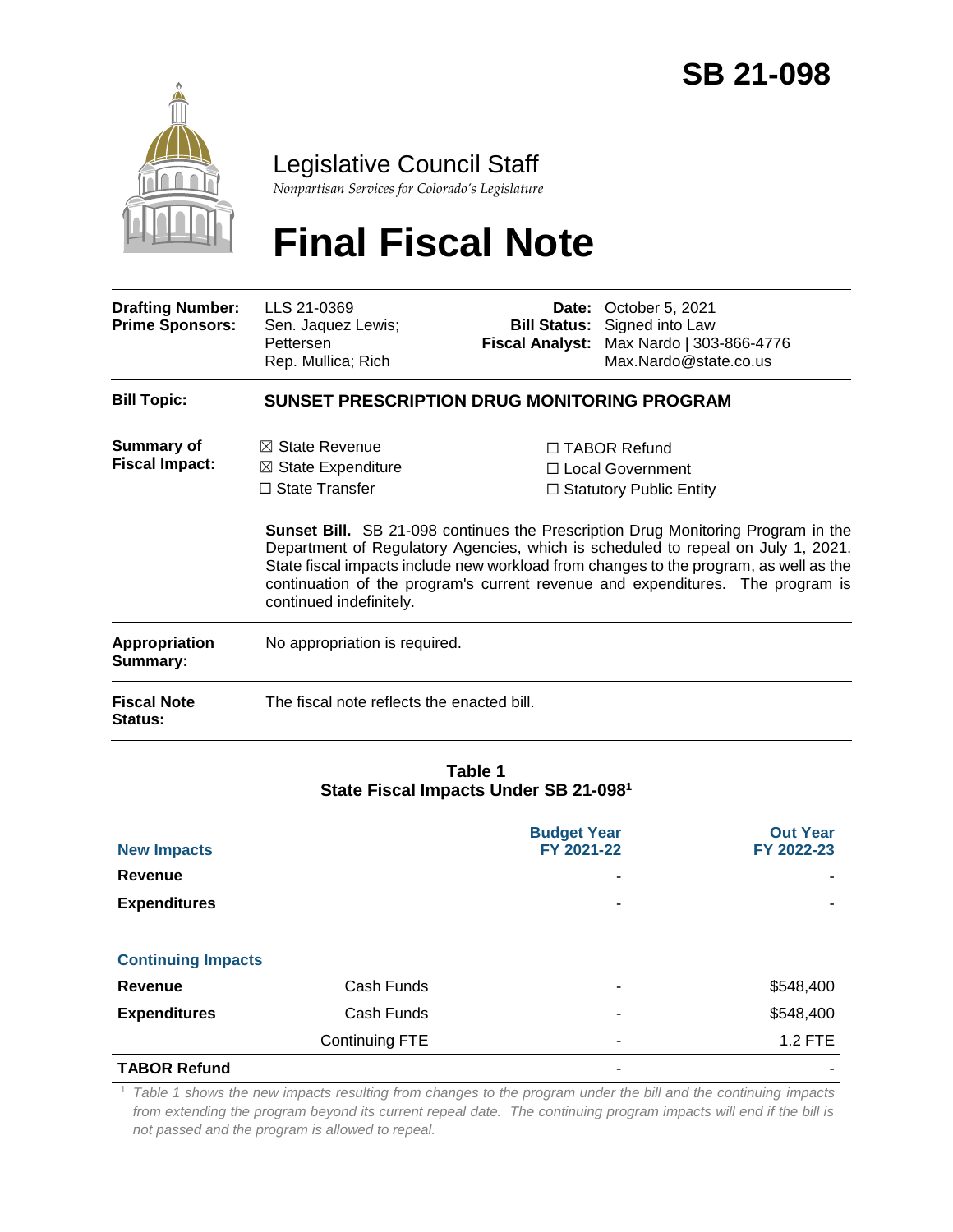# SB 21-098

## Legislative Council Staff

*Nonpartisan Services for Colorado's Legislature*

# Final Fiscal Note

| | | | |
|---|---|---|---|
| **Drafting Number:** | LLS 21-0369 | **Date:** | October 5, 2021 |
| **Prime Sponsors:** | Sen. Jaquez Lewis; Pettersen<br>Rep. Mullica; Rich | **Bill Status:** | Signed into Law |
| | | **Fiscal Analyst:** | Max Nardo \| 303-866-4776<br>Max.Nardo@state.co.us |

**Bill Topic:** **SUNSET PRESCRIPTION DRUG MONITORING PROGRAM**

**Summary of Fiscal Impact:**

- ☒ State Revenue
- ☒ State Expenditure
- ☐ State Transfer
- ☐ TABOR Refund
- ☐ Local Government
- ☐ Statutory Public Entity

**Sunset Bill.** SB 21-098 continues the Prescription Drug Monitoring Program in the Department of Regulatory Agencies, which is scheduled to repeal on July 1, 2021. State fiscal impacts include new workload from changes to the program, as well as the continuation of the program's current revenue and expenditures. The program is continued indefinitely.

**Appropriation Summary:** No appropriation is required.

**Fiscal Note Status:** The fiscal note reflects the enacted bill.

**Table 1**
**State Fiscal Impacts Under SB 21-098[1]**

| New Impacts | | Budget Year FY 2021-22 | Out Year FY 2022-23 |
|---|---|---|---|
| **Revenue** | | - | - |
| **Expenditures** | | - | - |
| **Continuing Impacts** | | | |
| **Revenue** | Cash Funds | - | $548,400 |
| **Expenditures** | Cash Funds | - | $548,400 |
| | Continuing FTE | - | 1.2 FTE |
| **TABOR Refund** | | - | - |

[1] *Table 1 shows the new impacts resulting from changes to the program under the bill and the continuing impacts from extending the program beyond its current repeal date. The continuing program impacts will end if the bill is not passed and the program is allowed to repeal.*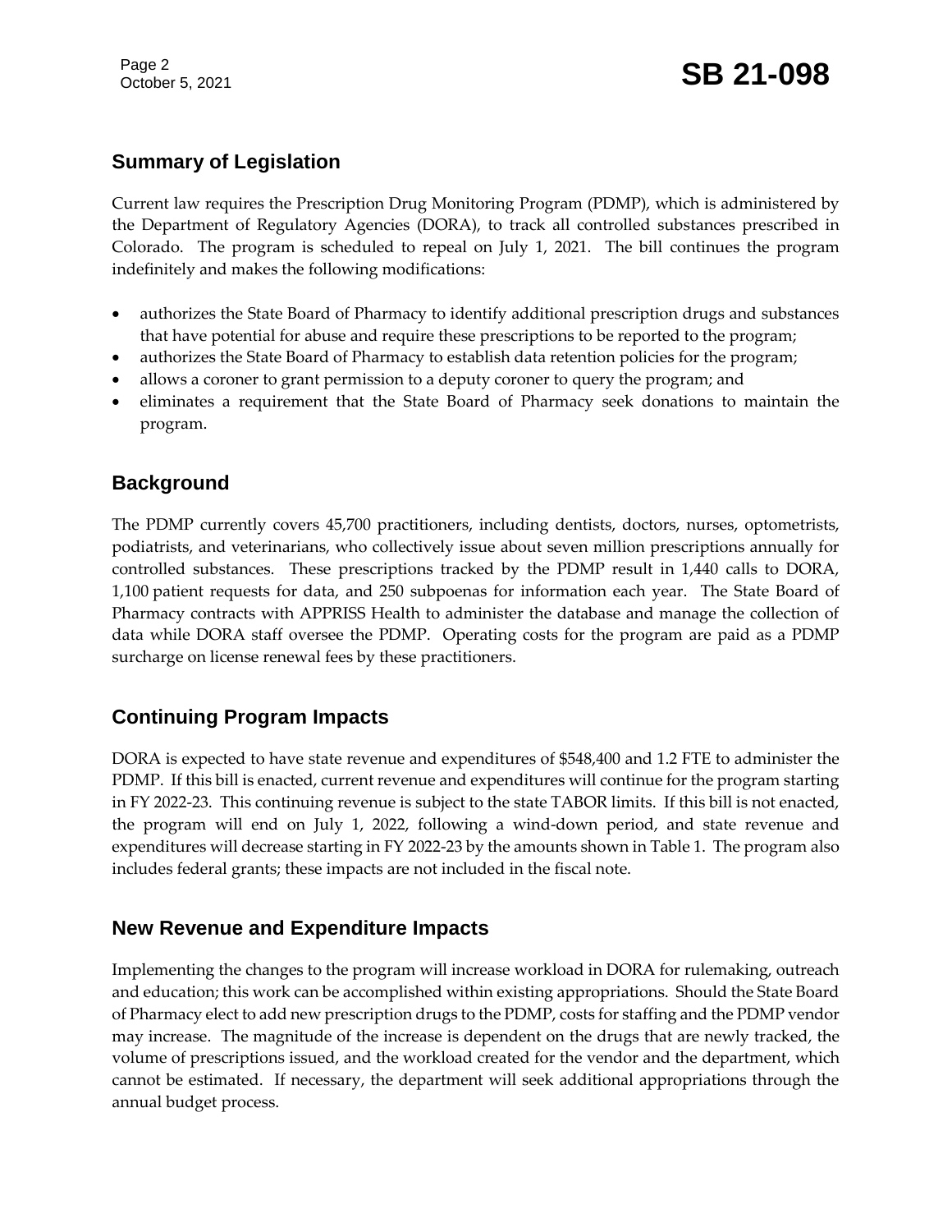## Summary of Legislation

Current law requires the Prescription Drug Monitoring Program (PDMP), which is administered by the Department of Regulatory Agencies (DORA), to track all controlled substances prescribed in Colorado. The program is scheduled to repeal on July 1, 2021. The bill continues the program indefinitely and makes the following modifications:

- authorizes the State Board of Pharmacy to identify additional prescription drugs and substances that have potential for abuse and require these prescriptions to be reported to the program;
- authorizes the State Board of Pharmacy to establish data retention policies for the program;
- allows a coroner to grant permission to a deputy coroner to query the program; and
- eliminates a requirement that the State Board of Pharmacy seek donations to maintain the program.

## Background

The PDMP currently covers 45,700 practitioners, including dentists, doctors, nurses, optometrists, podiatrists, and veterinarians, who collectively issue about seven million prescriptions annually for controlled substances. These prescriptions tracked by the PDMP result in 1,440 calls to DORA, 1,100 patient requests for data, and 250 subpoenas for information each year. The State Board of Pharmacy contracts with APPRISS Health to administer the database and manage the collection of data while DORA staff oversee the PDMP. Operating costs for the program are paid as a PDMP surcharge on license renewal fees by these practitioners.

## Continuing Program Impacts

DORA is expected to have state revenue and expenditures of $548,400 and 1.2 FTE to administer the PDMP. If this bill is enacted, current revenue and expenditures will continue for the program starting in FY 2022-23. This continuing revenue is subject to the state TABOR limits. If this bill is not enacted, the program will end on July 1, 2022, following a wind-down period, and state revenue and expenditures will decrease starting in FY 2022-23 by the amounts shown in Table 1. The program also includes federal grants; these impacts are not included in the fiscal note.

## New Revenue and Expenditure Impacts

Implementing the changes to the program will increase workload in DORA for rulemaking, outreach and education; this work can be accomplished within existing appropriations. Should the State Board of Pharmacy elect to add new prescription drugs to the PDMP, costs for staffing and the PDMP vendor may increase. The magnitude of the increase is dependent on the drugs that are newly tracked, the volume of prescriptions issued, and the workload created for the vendor and the department, which cannot be estimated. If necessary, the department will seek additional appropriations through the annual budget process.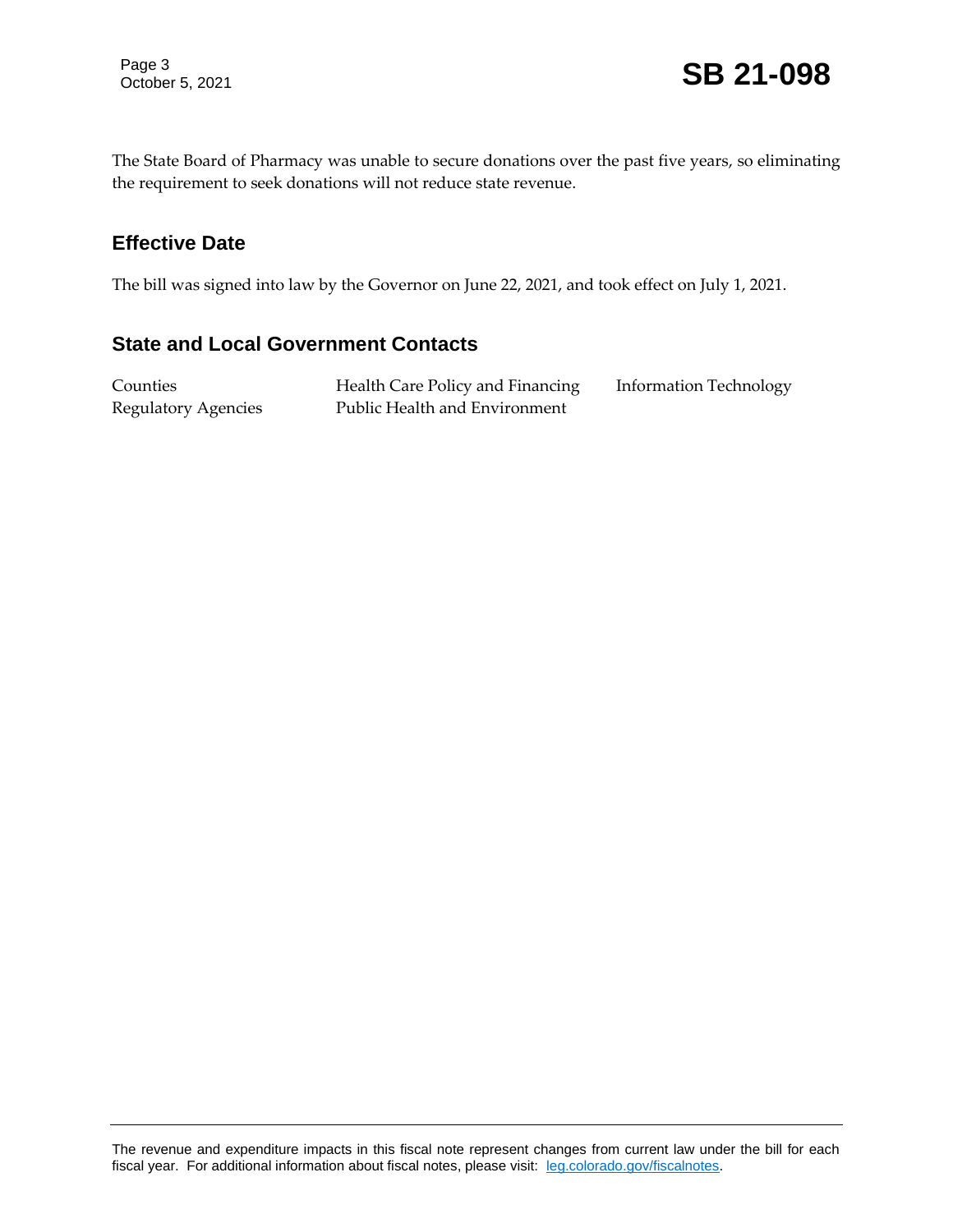The State Board of Pharmacy was unable to secure donations over the past five years, so eliminating the requirement to seek donations will not reduce state revenue.

## Effective Date

The bill was signed into law by the Governor on June 22, 2021, and took effect on July 1, 2021.

## State and Local Government Contacts

| | | |
|---|---|---|
| Counties | Health Care Policy and Financing | Information Technology |
| Regulatory Agencies | Public Health and Environment | |

The revenue and expenditure impacts in this fiscal note represent changes from current law under the bill for each fiscal year. For additional information about fiscal notes, please visit: leg.colorado.gov/fiscalnotes.